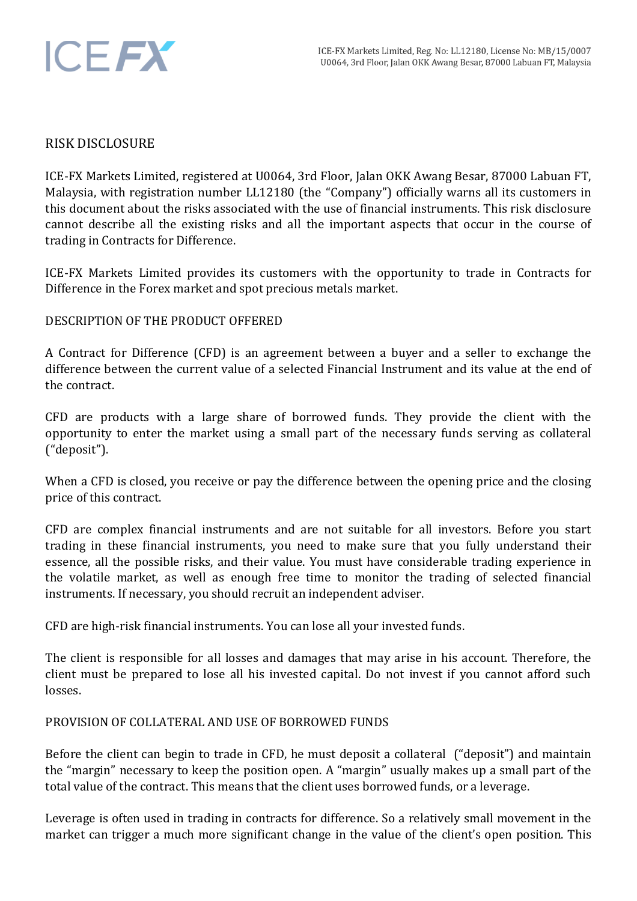# RISK DISCLOSURE

ICE-FX Markets Limited, registered at U0064, 3rd Floor, Jalan OKK Awang Besar, 87000 Labuan FT, Malaysia, with registration number LL12180 (the "Company") officially warns all its customers in this document about the risks associated with the use of financial instruments. This risk disclosure cannot describe all the existing risks and all the important aspects that occur in the course of trading in Contracts for Difference.

ICE-FX Markets Limited provides its customers with the opportunity to trade in Contracts for Difference in the Forex market and spot precious metals market.

## DESCRIPTION OF THE PRODUCT OFFERED

A Contract for Difference (CFD) is an agreement between a buyer and a seller to exchange the difference between the current value of a selected Financial Instrument and its value at the end of the contract.

CFD are products with a large share of borrowed funds. They provide the client with the opportunity to enter the market using a small part of the necessary funds serving as collateral ("deposit").

When a CFD is closed, you receive or pay the difference between the opening price and the closing price of this contract.

CFD are complex financial instruments and are not suitable for all investors. Before you start trading in these financial instruments, you need to make sure that you fully understand their essence, all the possible risks, and their value. You must have considerable trading experience in the volatile market, as well as enough free time to monitor the trading of selected financial instruments. If necessary, you should recruit an independent adviser.

CFD are high-risk financial instruments. You can lose all your invested funds.

The client is responsible for all losses and damages that may arise in his account. Therefore, the client must be prepared to lose all his invested capital. Do not invest if you cannot afford such losses.

## PROVISION OF COLLATERAL AND USE OF BORROWED FUNDS

Before the client can begin to trade in CFD, he must deposit a collateral ("deposit") and maintain the "margin" necessary to keep the position open. A "margin" usually makes up a small part of the total value of the contract. This means that the client uses borrowed funds, or a leverage.

Leverage is often used in trading in contracts for difference. So a relatively small movement in the market can trigger a much more significant change in the value of the client's open position. This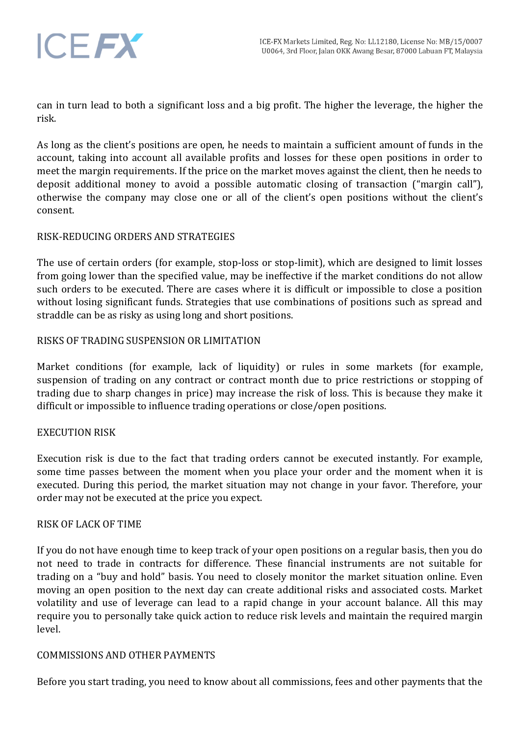can in turn lead to both a significant loss and a big profit. The higher the leverage, the higher the risk.

As long as the client's positions are open, he needs to maintain a sufficient amount of funds in the account, taking into account all available profits and losses for these open positions in order to meet the margin requirements. If the price on the market moves against the client, then he needs to deposit additional money to avoid a possible automatic closing of transaction ("margin call"), otherwise the company may close one or all of the client's open positions without the client's consent.

## RISK-REDUCING ORDERS AND STRATEGIES

The use of certain orders (for example, stop-loss or stop-limit), which are designed to limit losses from going lower than the specified value, may be ineffective if the market conditions do not allow such orders to be executed. There are cases where it is difficult or impossible to close a position without losing significant funds. Strategies that use combinations of positions such as spread and straddle can be as risky as using long and short positions.

## RISKS OF TRADING SUSPENSION OR LIMITATION

Market conditions (for example, lack of liquidity) or rules in some markets (for example, suspension of trading on any contract or contract month due to price restrictions or stopping of trading due to sharp changes in price) may increase the risk of loss. This is because they make it difficult or impossible to influence trading operations or close/open positions.

## EXECUTION RISK

Execution risk is due to the fact that trading orders cannot be executed instantly. For example, some time passes between the moment when you place your order and the moment when it is executed. During this period, the market situation may not change in your favor. Therefore, your order may not be executed at the price you expect.

## RISK OF LACK OF TIME

If you do not have enough time to keep track of your open positions on a regular basis, then you do not need to trade in contracts for difference. These financial instruments are not suitable for trading on a "buy and hold" basis. You need to closely monitor the market situation online. Even moving an open position to the next day can create additional risks and associated costs. Market volatility and use of leverage can lead to a rapid change in your account balance. All this may require you to personally take quick action to reduce risk levels and maintain the required margin level.

## COMMISSIONS AND OTHER PAYMENTS

Before you start trading, you need to know about all commissions, fees and other payments that the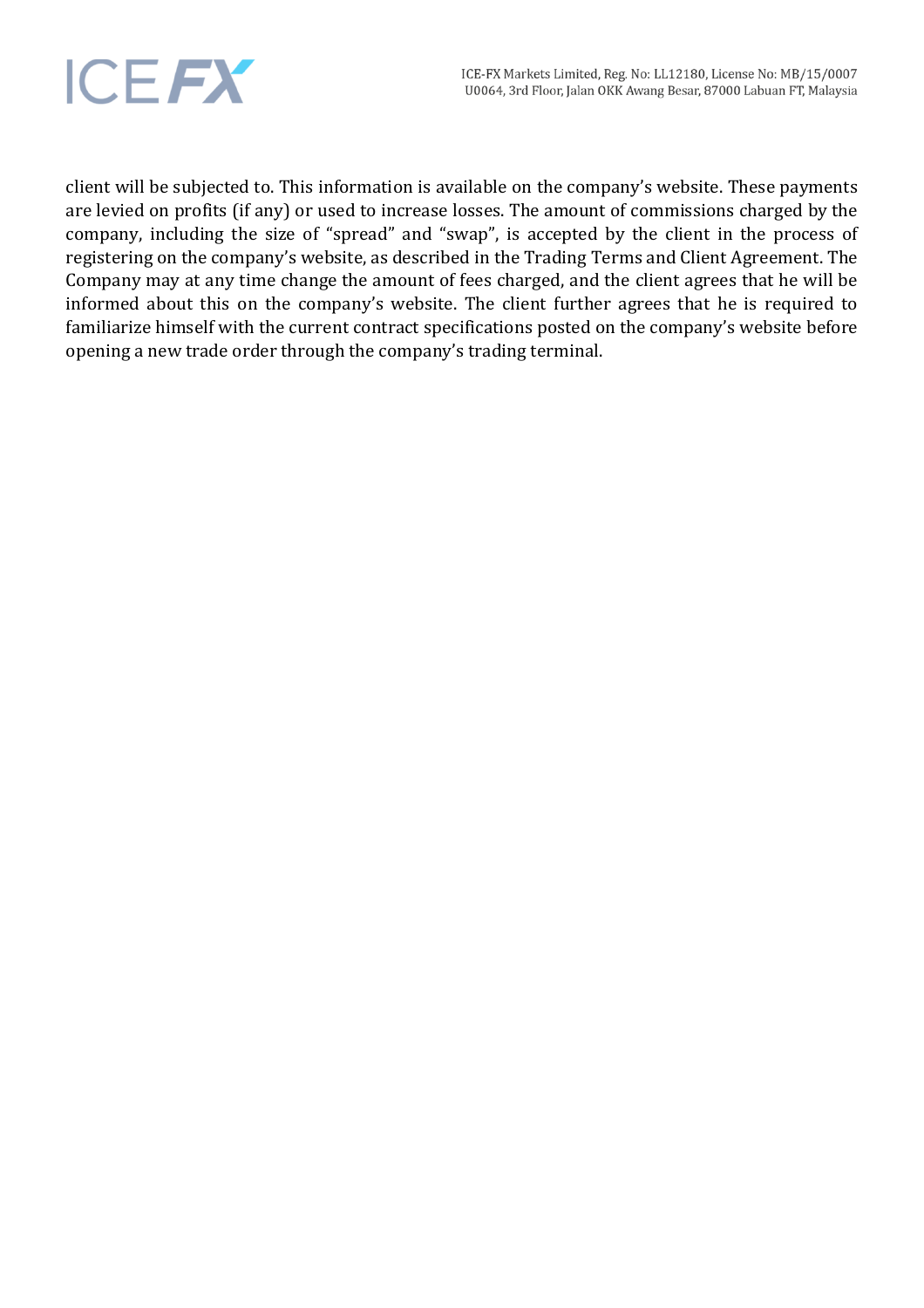client will be subjected to. This information is available on the company's website. These payments are levied on profits (if any) or used to increase losses. The amount of commissions charged by the company, including the size of "spread" and "swap", is accepted by the client in the process of registering on the company's website, as described in the Trading Terms and Client Agreement. The Company may at any time change the amount of fees charged, and the client agrees that he will be informed about this on the company's website. The client further agrees that he is required to familiarize himself with the current contract specifications posted on the company's website before opening a new trade order through the company's trading terminal.